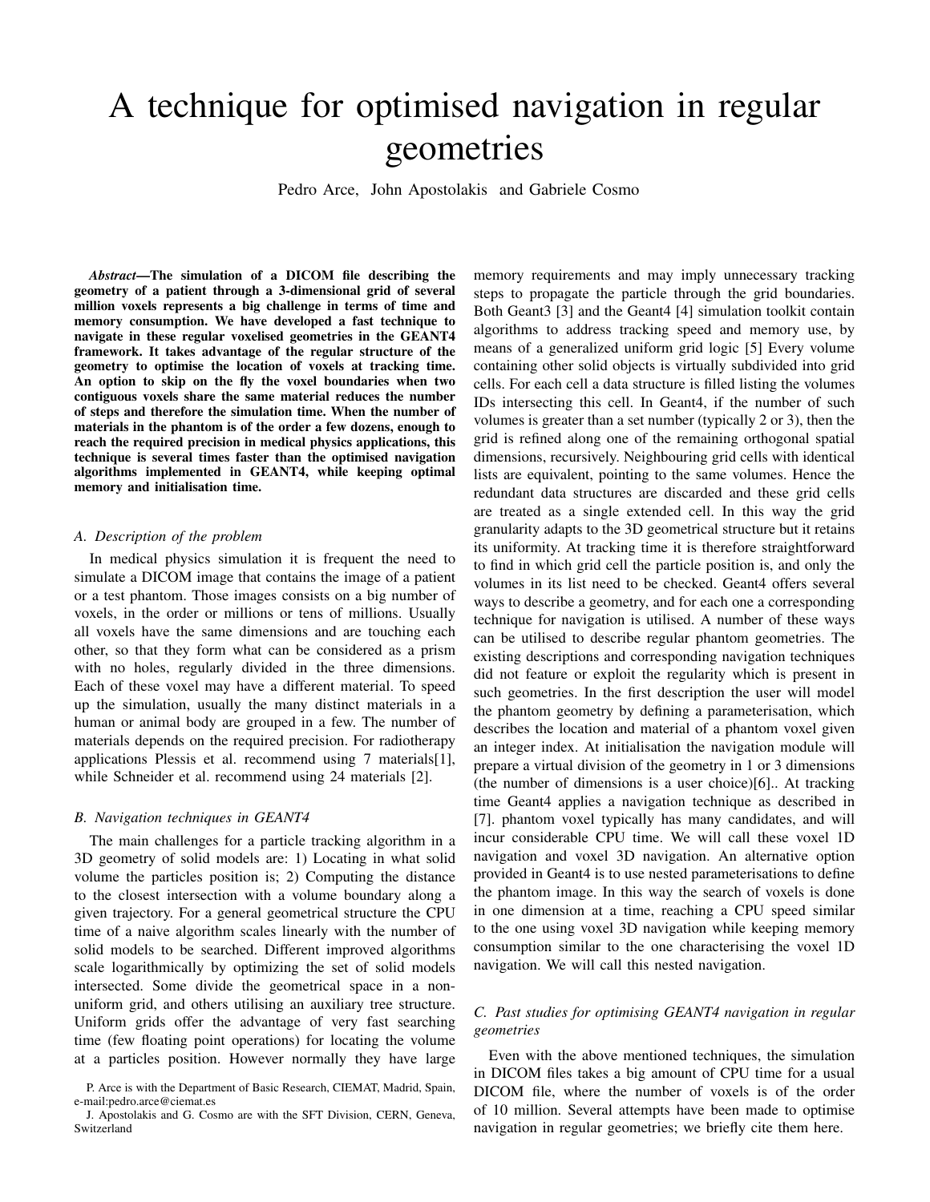# A technique for optimised navigation in regular geometries

Pedro Arce, John Apostolakis and Gabriele Cosmo

***Abstract*—The simulation of a DICOM file describing the geometry of a patient through a 3-dimensional grid of several million voxels represents a big challenge in terms of time and memory consumption. We have developed a fast technique to navigate in these regular voxelised geometries in the GEANT4 framework. It takes advantage of the regular structure of the geometry to optimise the location of voxels at tracking time. An option to skip on the fly the voxel boundaries when two contiguous voxels share the same material reduces the number of steps and therefore the simulation time. When the number of materials in the phantom is of the order a few dozens, enough to reach the required precision in medical physics applications, this technique is several times faster than the optimised navigation algorithms implemented in GEANT4, while keeping optimal memory and initialisation time.**

### *A. Description of the problem*

In medical physics simulation it is frequent the need to simulate a DICOM image that contains the image of a patient or a test phantom. Those images consists on a big number of voxels, in the order or millions or tens of millions. Usually all voxels have the same dimensions and are touching each other, so that they form what can be considered as a prism with no holes, regularly divided in the three dimensions. Each of these voxel may have a different material. To speed up the simulation, usually the many distinct materials in a human or animal body are grouped in a few. The number of materials depends on the required precision. For radiotherapy applications Plessis et al. recommend using 7 materials[1], while Schneider et al. recommend using 24 materials [2].

### *B. Navigation techniques in GEANT4*

The main challenges for a particle tracking algorithm in a 3D geometry of solid models are: 1) Locating in what solid volume the particles position is; 2) Computing the distance to the closest intersection with a volume boundary along a given trajectory. For a general geometrical structure the CPU time of a naive algorithm scales linearly with the number of solid models to be searched. Different improved algorithms scale logarithmically by optimizing the set of solid models intersected. Some divide the geometrical space in a non-uniform grid, and others utilising an auxiliary tree structure. Uniform grids offer the advantage of very fast searching time (few floating point operations) for locating the volume at a particles position. However normally they have large memory requirements and may imply unnecessary tracking steps to propagate the particle through the grid boundaries. Both Geant3 [3] and the Geant4 [4] simulation toolkit contain algorithms to address tracking speed and memory use, by means of a generalized uniform grid logic [5] Every volume containing other solid objects is virtually subdivided into grid cells. For each cell a data structure is filled listing the volumes IDs intersecting this cell. In Geant4, if the number of such volumes is greater than a set number (typically 2 or 3), then the grid is refined along one of the remaining orthogonal spatial dimensions, recursively. Neighbouring grid cells with identical lists are equivalent, pointing to the same volumes. Hence the redundant data structures are discarded and these grid cells are treated as a single extended cell. In this way the grid granularity adapts to the 3D geometrical structure but it retains its uniformity. At tracking time it is therefore straightforward to find in which grid cell the particle position is, and only the volumes in its list need to be checked. Geant4 offers several ways to describe a geometry, and for each one a corresponding technique for navigation is utilised. A number of these ways can be utilised to describe regular phantom geometries. The existing descriptions and corresponding navigation techniques did not feature or exploit the regularity which is present in such geometries. In the first description the user will model the phantom geometry by defining a parameterisation, which describes the location and material of a phantom voxel given an integer index. At initialisation the navigation module will prepare a virtual division of the geometry in 1 or 3 dimensions (the number of dimensions is a user choice)[6].. At tracking time Geant4 applies a navigation technique as described in [7]. phantom voxel typically has many candidates, and will incur considerable CPU time. We will call these voxel 1D navigation and voxel 3D navigation. An alternative option provided in Geant4 is to use nested parameterisations to define the phantom image. In this way the search of voxels is done in one dimension at a time, reaching a CPU speed similar to the one using voxel 3D navigation while keeping memory consumption similar to the one characterising the voxel 1D navigation. We will call this nested navigation.

### *C. Past studies for optimising GEANT4 navigation in regular geometries*

Even with the above mentioned techniques, the simulation in DICOM files takes a big amount of CPU time for a usual DICOM file, where the number of voxels is of the order of 10 million. Several attempts have been made to optimise navigation in regular geometries; we briefly cite them here.

P. Arce is with the Department of Basic Research, CIEMAT, Madrid, Spain, e-mail:pedro.arce@ciemat.es

J. Apostolakis and G. Cosmo are with the SFT Division, CERN, Geneva, Switzerland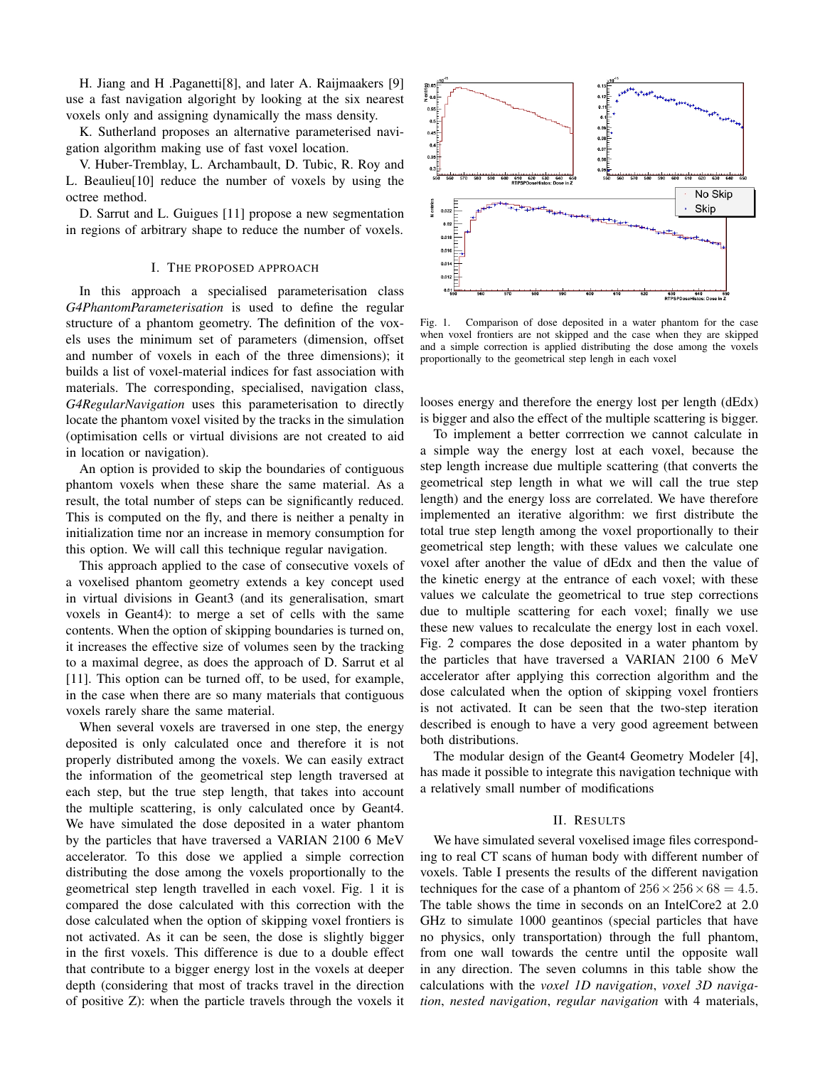H. Jiang and H .Paganetti[8], and later A. Raijmaakers [9] use a fast navigation algoright by looking at the six nearest voxels only and assigning dynamically the mass density.

K. Sutherland proposes an alternative parameterised navigation algorithm making use of fast voxel location.

V. Huber-Tremblay, L. Archambault, D. Tubic, R. Roy and L. Beaulieu[10] reduce the number of voxels by using the octree method.

D. Sarrut and L. Guigues [11] propose a new segmentation in regions of arbitrary shape to reduce the number of voxels.

## I. The proposed approach

In this approach a specialised parameterisation class *G4PhantomParameterisation* is used to define the regular structure of a phantom geometry. The definition of the voxels uses the minimum set of parameters (dimension, offset and number of voxels in each of the three dimensions); it builds a list of voxel-material indices for fast association with materials. The corresponding, specialised, navigation class, *G4RegularNavigation* uses this parameterisation to directly locate the phantom voxel visited by the tracks in the simulation (optimisation cells or virtual divisions are not created to aid in location or navigation).

An option is provided to skip the boundaries of contiguous phantom voxels when these share the same material. As a result, the total number of steps can be significantly reduced. This is computed on the fly, and there is neither a penalty in initialization time nor an increase in memory consumption for this option. We will call this technique regular navigation.

This approach applied to the case of consecutive voxels of a voxelised phantom geometry extends a key concept used in virtual divisions in Geant3 (and its generalisation, smart voxels in Geant4): to merge a set of cells with the same contents. When the option of skipping boundaries is turned on, it increases the effective size of volumes seen by the tracking to a maximal degree, as does the approach of D. Sarrut et al [11]. This option can be turned off, to be used, for example, in the case when there are so many materials that contiguous voxels rarely share the same material.

When several voxels are traversed in one step, the energy deposited is only calculated once and therefore it is not properly distributed among the voxels. We can easily extract the information of the geometrical step length traversed at each step, but the true step length, that takes into account the multiple scattering, is only calculated once by Geant4. We have simulated the dose deposited in a water phantom by the particles that have traversed a VARIAN 2100 6 MeV accelerator. To this dose we applied a simple correction distributing the dose among the voxels proportionally to the geometrical step length travelled in each voxel. Fig. 1 it is compared the dose calculated with this correction with the dose calculated when the option of skipping voxel frontiers is not activated. As it can be seen, the dose is slightly bigger in the first voxels. This difference is due to a double effect that contribute to a bigger energy lost in the voxels at deeper depth (considering that most of tracks travel in the direction of positive Z): when the particle travels through the voxels it looses energy and therefore the energy lost per length (dEdx) is bigger and also the effect of the multiple scattering is bigger.

Fig. 1. Comparison of dose deposited in a water phantom for the case when voxel frontiers are not skipped and the case when they are skipped and a simple correction is applied distributing the dose among the voxels proportionally to the geometrical step lengh in each voxel

To implement a better corrrection we cannot calculate in a simple way the energy lost at each voxel, because the step length increase due multiple scattering (that converts the geometrical step length in what we will call the true step length) and the energy loss are correlated. We have therefore implemented an iterative algorithm: we first distribute the total true step length among the voxel proportionally to their geometrical step length; with these values we calculate one voxel after another the value of dEdx and then the value of the kinetic energy at the entrance of each voxel; with these values we calculate the geometrical to true step corrections due to multiple scattering for each voxel; finally we use these new values to recalculate the energy lost in each voxel. Fig. 2 compares the dose deposited in a water phantom by the particles that have traversed a VARIAN 2100 6 MeV accelerator after applying this correction algorithm and the dose calculated when the option of skipping voxel frontiers is not activated. It can be seen that the two-step iteration described is enough to have a very good agreement between both distributions.

The modular design of the Geant4 Geometry Modeler [4], has made it possible to integrate this navigation technique with a relatively small number of modifications

## II. Results

We have simulated several voxelised image files corresponding to real CT scans of human body with different number of voxels. Table I presents the results of the different navigation techniques for the case of a phantom of $256 \times 256 \times 68 = 4.5$. The table shows the time in seconds on an IntelCore2 at 2.0 GHz to simulate 1000 geantinos (special particles that have no physics, only transportation) through the full phantom, from one wall towards the centre until the opposite wall in any direction. The seven columns in this table show the calculations with the *voxel 1D navigation*, *voxel 3D navigation*, *nested navigation*, *regular navigation* with 4 materials,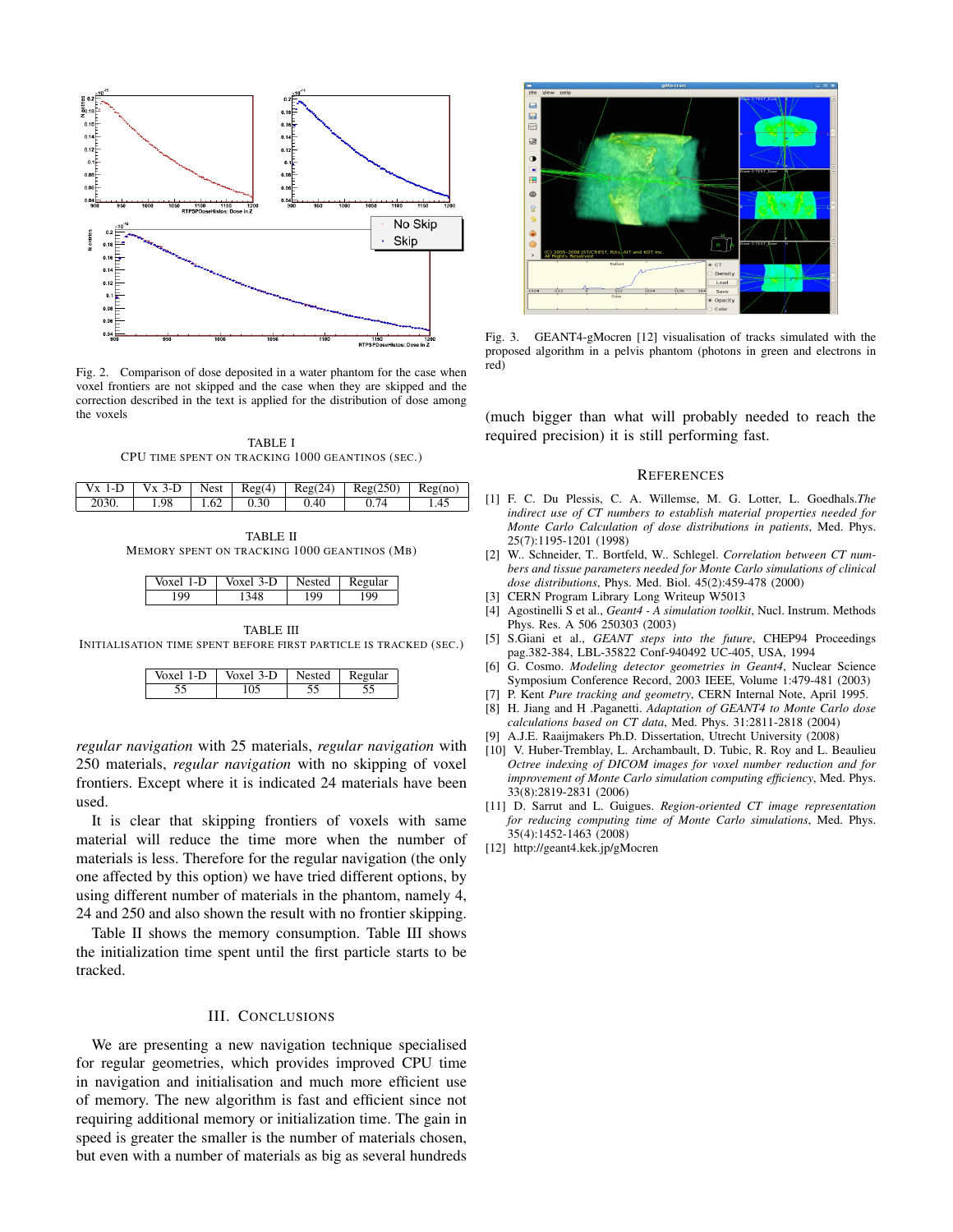Fig. 2. Comparison of dose deposited in a water phantom for the case when voxel frontiers are not skipped and the case when they are skipped and the correction described in the text is applied for the distribution of dose among the voxels

TABLE I
CPU TIME SPENT ON TRACKING 1000 GEANTINOS (SEC.)

| Vx 1-D | Vx 3-D | Nest | Reg(4) | Reg(24) | Reg(250) | Reg(no) |
|---|---|---|---|---|---|---|
| 2030. | 1.98 | 1.62 | 0.30 | 0.40 | 0.74 | 1.45 |

TABLE II
MEMORY SPENT ON TRACKING 1000 GEANTINOS (MB)

| Voxel 1-D | Voxel 3-D | Nested | Regular |
|---|---|---|---|
| 199 | 1348 | 199 | 199 |

TABLE III
INITIALISATION TIME SPENT BEFORE FIRST PARTICLE IS TRACKED (SEC.)

| Voxel 1-D | Voxel 3-D | Nested | Regular |
|---|---|---|---|
| 55 | 105 | 55 | 55 |

*regular navigation* with 25 materials, *regular navigation* with 250 materials, *regular navigation* with no skipping of voxel frontiers. Except where it is indicated 24 materials have been used.

It is clear that skipping frontiers of voxels with same material will reduce the time more when the number of materials is less. Therefore for the regular navigation (the only one affected by this option) we have tried different options, by using different number of materials in the phantom, namely 4, 24 and 250 and also shown the result with no frontier skipping.

Table II shows the memory consumption. Table III shows the initialization time spent until the first particle starts to be tracked.

## III. CONCLUSIONS

We are presenting a new navigation technique specialised for regular geometries, which provides improved CPU time in navigation and initialisation and much more efficient use of memory. The new algorithm is fast and efficient since not requiring additional memory or initialization time. The gain in speed is greater the smaller is the number of materials chosen, but even with a number of materials as big as several hundreds (much bigger than what will probably needed to reach the required precision) it is still performing fast.

Fig. 3. GEANT4-gMocren [12] visualisation of tracks simulated with the proposed algorithm in a pelvis phantom (photons in green and electrons in red)

## REFERENCES

[1] F. C. Du Plessis, C. A. Willemse, M. G. Lotter, L. Goedhals.*The indirect use of CT numbers to establish material properties needed for Monte Carlo Calculation of dose distributions in patients*, Med. Phys. 25(7):1195-1201 (1998)

[2] W.. Schneider, T.. Bortfeld, W.. Schlegel. *Correlation between CT numbers and tissue parameters needed for Monte Carlo simulations of clinical dose distributions*, Phys. Med. Biol. 45(2):459-478 (2000)

[3] CERN Program Library Long Writeup W5013

[4] Agostinelli S et al., *Geant4 - A simulation toolkit*, Nucl. Instrum. Methods Phys. Res. A 506 250303 (2003)

[5] S.Giani et al., *GEANT steps into the future*, CHEP94 Proceedings pag.382-384, LBL-35822 Conf-940492 UC-405, USA, 1994

[6] G. Cosmo. *Modeling detector geometries in Geant4*, Nuclear Science Symposium Conference Record, 2003 IEEE, Volume 1:479-481 (2003)

[7] P. Kent *Pure tracking and geometry*, CERN Internal Note, April 1995.

[8] H. Jiang and H .Paganetti. *Adaptation of GEANT4 to Monte Carlo dose calculations based on CT data*, Med. Phys. 31:2811-2818 (2004)

[9] A.J.E. Raaijmakers Ph.D. Dissertation, Utrecht University (2008)

[10] V. Huber-Tremblay, L. Archambault, D. Tubic, R. Roy and L. Beaulieu *Octree indexing of DICOM images for voxel number reduction and for improvement of Monte Carlo simulation computing efficiency*, Med. Phys. 33(8):2819-2831 (2006)

[11] D. Sarrut and L. Guigues. *Region-oriented CT image representation for reducing computing time of Monte Carlo simulations*, Med. Phys. 35(4):1452-1463 (2008)

[12] http://geant4.kek.jp/gMocren